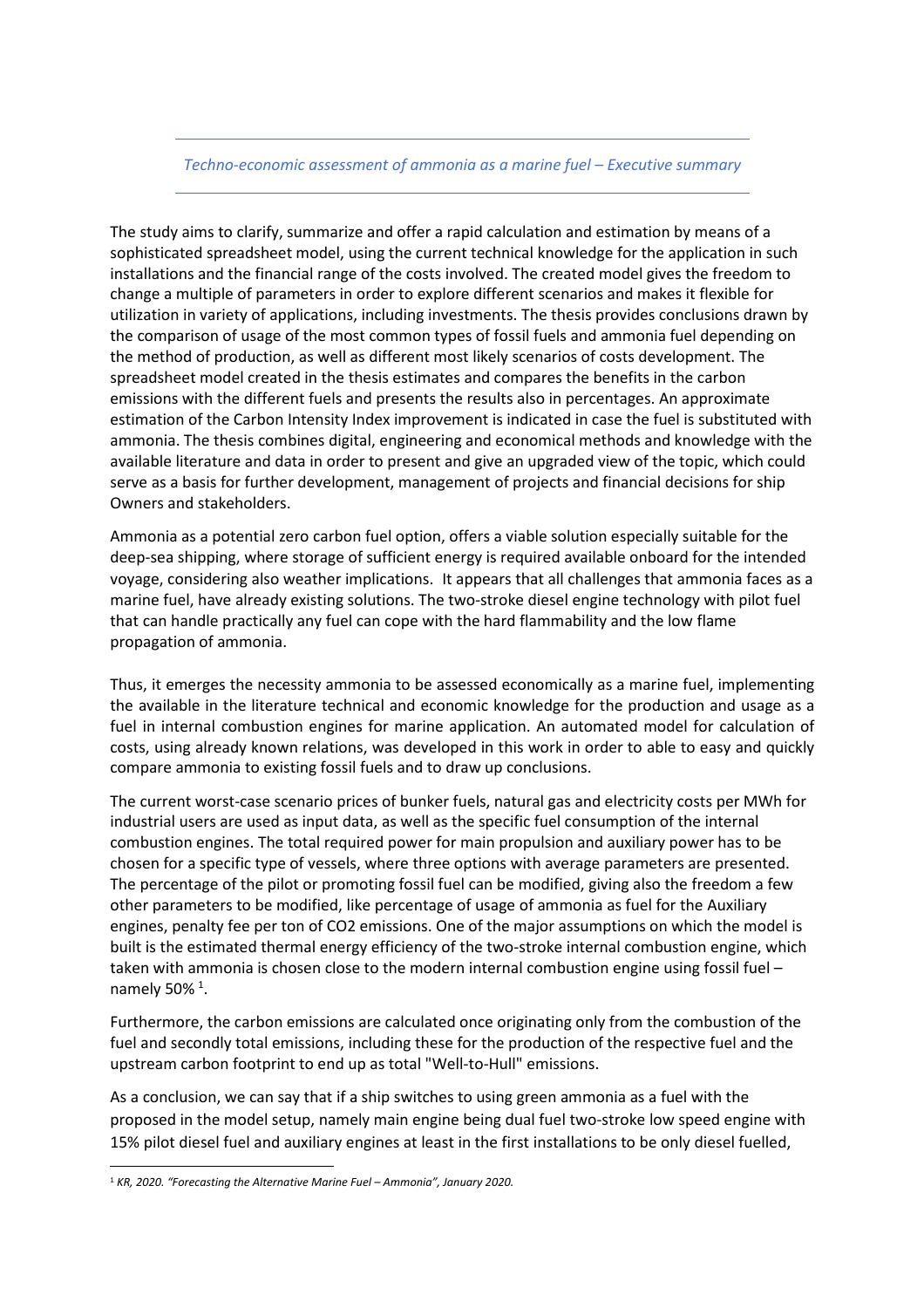*Techno-economic assessment of ammonia as a marine fuel – Executive summary*

---

The study aims to clarify, summarize and offer a rapid calculation and estimation by means of a sophisticated spreadsheet model, using the current technical knowledge for the application in such installations and the financial range of the costs involved. The created model gives the freedom to change a multiple of parameters in order to explore different scenarios and makes it flexible for utilization in variety of applications, including investments. The thesis provides conclusions drawn by the comparison of usage of the most common types of fossil fuels and ammonia fuel depending on the method of production, as well as different most likely scenarios of costs development. The spreadsheet model created in the thesis estimates and compares the benefits in the carbon emissions with the different fuels and presents the results also in percentages. An approximate estimation of the Carbon Intensity Index improvement is indicated in case the fuel is substituted with ammonia. The thesis combines digital, engineering and economical methods and knowledge with the available literature and data in order to present and give an upgraded view of the topic, which could serve as a basis for further development, management of projects and financial decisions for ship Owners and stakeholders.

Ammonia as a potential zero carbon fuel option, offers a viable solution especially suitable for the deep-sea shipping, where storage of sufficient energy is required available onboard for the intended voyage, considering also weather implications. It appears that all challenges that ammonia faces as a marine fuel, have already existing solutions. The two-stroke diesel engine technology with pilot fuel that can handle practically any fuel can cope with the hard flammability and the low flame propagation of ammonia.

Thus, it emerges the necessity ammonia to be assessed economically as a marine fuel, implementing the available in the literature technical and economic knowledge for the production and usage as a fuel in internal combustion engines for marine application. An automated model for calculation of costs, using already known relations, was developed in this work in order to able to easy and quickly compare ammonia to existing fossil fuels and to draw up conclusions.

The current worst-case scenario prices of bunker fuels, natural gas and electricity costs per MWh for industrial users are used as input data, as well as the specific fuel consumption of the internal combustion engines. The total required power for main propulsion and auxiliary power has to be chosen for a specific type of vessels, where three options with average parameters are presented. The percentage of the pilot or promoting fossil fuel can be modified, giving also the freedom a few other parameters to be modified, like percentage of usage of ammonia as fuel for the Auxiliary engines, penalty fee per ton of CO2 emissions. One of the major assumptions on which the model is built is the estimated thermal energy efficiency of the two-stroke internal combustion engine, which taken with ammonia is chosen close to the modern internal combustion engine using fossil fuel – namely 50% [1].

Furthermore, the carbon emissions are calculated once originating only from the combustion of the fuel and secondly total emissions, including these for the production of the respective fuel and the upstream carbon footprint to end up as total "Well-to-Hull" emissions.

As a conclusion, we can say that if a ship switches to using green ammonia as a fuel with the proposed in the model setup, namely main engine being dual fuel two-stroke low speed engine with 15% pilot diesel fuel and auxiliary engines at least in the first installations to be only diesel fuelled,

---

[1] *KR, 2020. "Forecasting the Alternative Marine Fuel – Ammonia", January 2020.*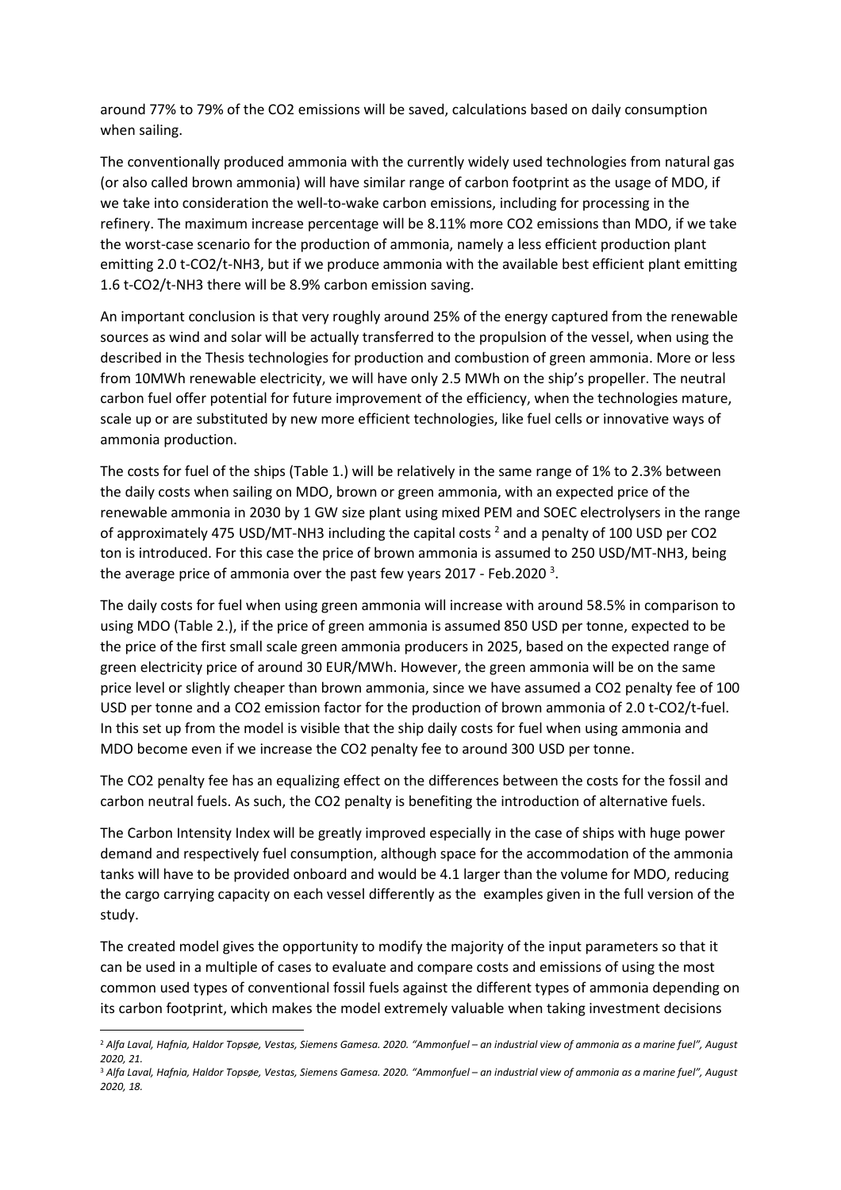around 77% to 79% of the $CO_2$ emissions will be saved, calculations based on daily consumption when sailing.

The conventionally produced ammonia with the currently widely used technologies from natural gas (or also called brown ammonia) will have similar range of carbon footprint as the usage of MDO, if we take into consideration the well-to-wake carbon emissions, including for processing in the refinery. The maximum increase percentage will be 8.11% more $CO_2$ emissions than MDO, if we take the worst-case scenario for the production of ammonia, namely a less efficient production plant emitting 2.0 t-$CO_2$/t-$NH_3$, but if we produce ammonia with the available best efficient plant emitting 1.6 t-$CO_2$/t-$NH_3$ there will be 8.9% carbon emission saving.

An important conclusion is that very roughly around 25% of the energy captured from the renewable sources as wind and solar will be actually transferred to the propulsion of the vessel, when using the described in the Thesis technologies for production and combustion of green ammonia. More or less from 10MWh renewable electricity, we will have only 2.5 MWh on the ship's propeller. The neutral carbon fuel offer potential for future improvement of the efficiency, when the technologies mature, scale up or are substituted by new more efficient technologies, like fuel cells or innovative ways of ammonia production.

The costs for fuel of the ships (Table 1.) will be relatively in the same range of 1% to 2.3% between the daily costs when sailing on MDO, brown or green ammonia, with an expected price of the renewable ammonia in 2030 by 1 GW size plant using mixed PEM and SOEC electrolysers in the range of approximately 475 USD/MT-$NH_3$ including the capital costs [2] and a penalty of 100 USD per $CO_2$ ton is introduced. For this case the price of brown ammonia is assumed to 250 USD/MT-$NH_3$, being the average price of ammonia over the past few years 2017 - Feb.2020 [3].

The daily costs for fuel when using green ammonia will increase with around 58.5% in comparison to using MDO (Table 2.), if the price of green ammonia is assumed 850 USD per tonne, expected to be the price of the first small scale green ammonia producers in 2025, based on the expected range of green electricity price of around 30 EUR/MWh. However, the green ammonia will be on the same price level or slightly cheaper than brown ammonia, since we have assumed a $CO_2$ penalty fee of 100 USD per tonne and a $CO_2$ emission factor for the production of brown ammonia of 2.0 t-$CO_2$/t-fuel. In this set up from the model is visible that the ship daily costs for fuel when using ammonia and MDO become even if we increase the $CO_2$ penalty fee to around 300 USD per tonne.

The $CO_2$ penalty fee has an equalizing effect on the differences between the costs for the fossil and carbon neutral fuels. As such, the $CO_2$ penalty is benefiting the introduction of alternative fuels.

The Carbon Intensity Index will be greatly improved especially in the case of ships with huge power demand and respectively fuel consumption, although space for the accommodation of the ammonia tanks will have to be provided onboard and would be 4.1 larger than the volume for MDO, reducing the cargo carrying capacity on each vessel differently as the examples given in the full version of the study.

The created model gives the opportunity to modify the majority of the input parameters so that it can be used in a multiple of cases to evaluate and compare costs and emissions of using the most common used types of conventional fossil fuels against the different types of ammonia depending on its carbon footprint, which makes the model extremely valuable when taking investment decisions

---

[2] *Alfa Laval, Hafnia, Haldor Topsøe, Vestas, Siemens Gamesa. 2020. "Ammonfuel – an industrial view of ammonia as a marine fuel", August 2020, 21.*

[3] *Alfa Laval, Hafnia, Haldor Topsøe, Vestas, Siemens Gamesa. 2020. "Ammonfuel – an industrial view of ammonia as a marine fuel", August 2020, 18.*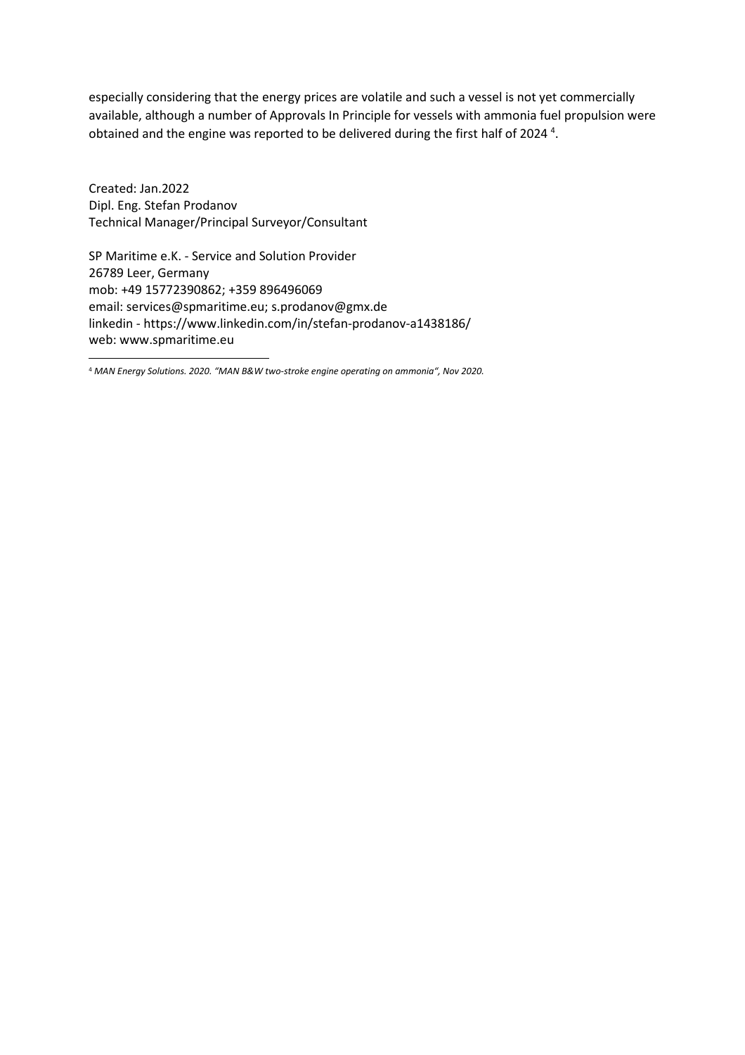especially considering that the energy prices are volatile and such a vessel is not yet commercially available, although a number of Approvals In Principle for vessels with ammonia fuel propulsion were obtained and the engine was reported to be delivered during the first half of 2024 [4].

Created: Jan.2022
Dipl. Eng. Stefan Prodanov
Technical Manager/Principal Surveyor/Consultant

SP Maritime e.K. - Service and Solution Provider
26789 Leer, Germany
mob: +49 15772390862; +359 896496069
email: services@spmaritime.eu; s.prodanov@gmx.de
linkedin - https://www.linkedin.com/in/stefan-prodanov-a1438186/
web: www.spmaritime.eu

---

[4] *MAN Energy Solutions. 2020. "MAN B&W two-stroke engine operating on ammonia", Nov 2020.*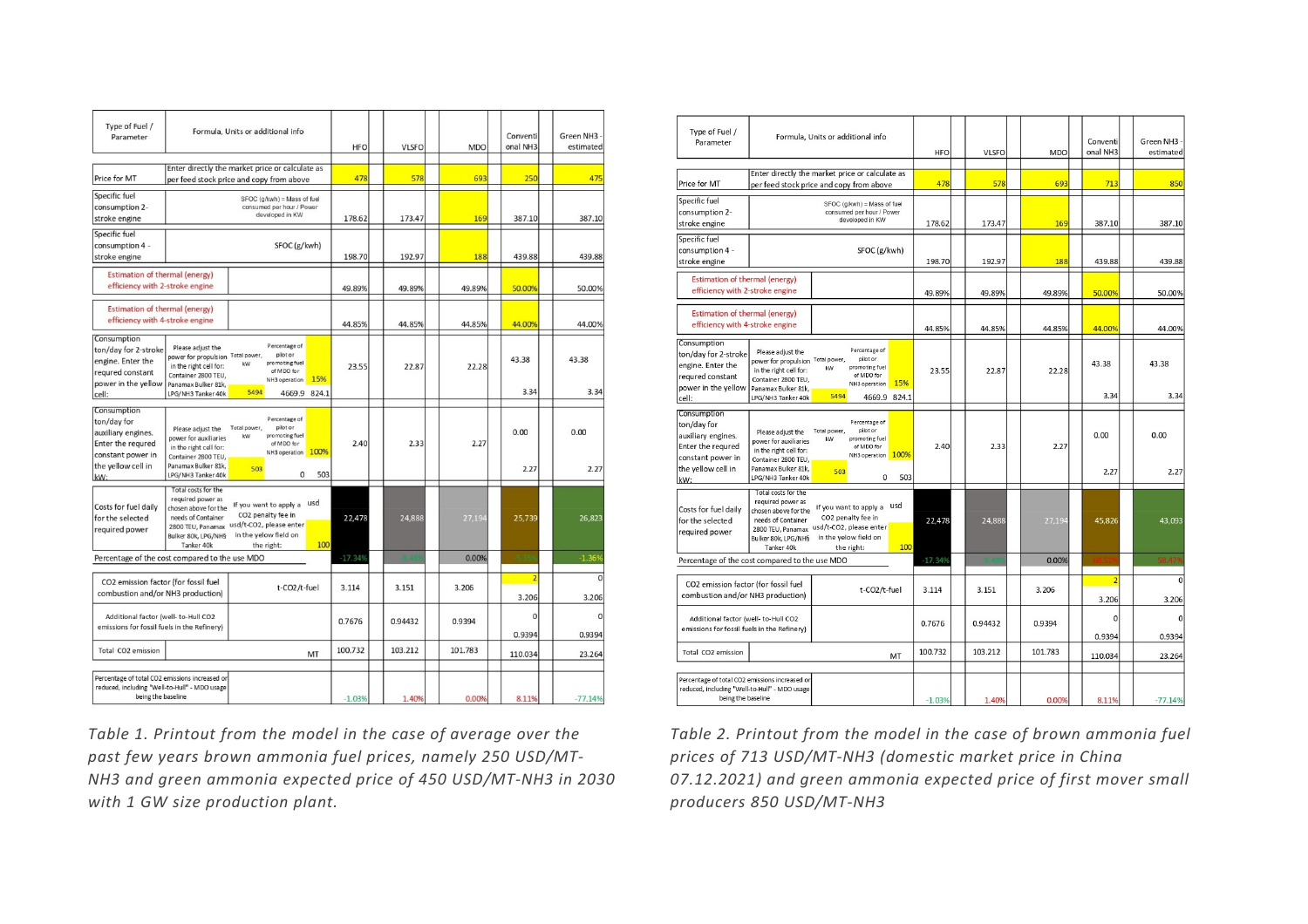| Type of Fuel / Parameter | Formula, Units or additional info | HFO | VLSFO | MDO | Conventional NH3 | Green NH3 - estimated |
|---|---|---|---|---|---|---|
| Price for MT | Enter directly the market price or calculate as per feed stock price and copy from above | 478 | 578 | 693 | 250 | 475 |
| Specific fuel consumption 2-stroke engine | SFOC (g/kwh) = Mass of fuel consumed per hour / Power developed in KW | 178.62 | 173.47 | 169 | 387.10 | 387.10 |
| Specific fuel consumption 4 - stroke engine | SFOC (g/kwh) | 198.70 | 192.97 | 188 | 439.88 | 439.88 |
| Estimation of thermal (energy) efficiency with 2-stroke engine | | 49.89% | 49.89% | 49.89% | 50.00% | 50.00% |
| Estimation of thermal (energy) efficiency with 4-stroke engine | | 44.85% | 44.85% | 44.85% | 44.00% | 44.00% |
| Consumption ton/day for 2-stroke engine. Enter the requred constant power in the yellow cell: | Please adjust the power for propulsion in the right cell for: Container 2800 TEU, Panamax Bulker 81k, LPG/NH3 Tanker 40k: 5494; Total power, kW: 4669.9; Percentage of pilot or promoting fuel of MDO for NH3 operation: 15%; 824.1 | 23.55 | 22.87 | 22.28 | 43.38 / 3.34 | 43.38 / 3.34 |
| Consumption ton/day for auxiliary engines. Enter the requred constant power in the yellow cell in kW: | Please adjust the power for auxiliaries in the right cell for: Container 2800 TEU, Panamax Bulker 81k, LPG/NH3 Tanker 40k: 503; Total power, kW: 0; Percentage of pilot or promoting fuel of MDO for NH3 operation: 100%; 503 | 2.40 | 2.33 | 2.27 | 0.00 / 2.27 | 0.00 / 2.27 |
| Costs for fuel daily for the selected required power | Total costs for the required power as chosen above for the needs of Container 2800 TEU, Panamax Bulker 80k, LPG/NH3 Tanker 40k; If you want to apply a CO2 penalty fee in usd/t-CO2, please enter in the yellow field on the right: usd 100 | 22,478 | 24,888 | 27,194 | 25,739 | 26,823 |
| Percentage of the cost compared to the use MDO | | -17.34% | -8.48% | 0.00% | -5.35% | -1.36% |
| CO2 emission factor (for fossil fuel combustion and/or NH3 production) | t-CO2/t-fuel | 3.114 | 3.151 | 3.206 | 2 / 3.206 | 0 / 3.206 |
| Additional factor (well- to-Hull CO2 emissions for fossil fuels in the Refinery) | | 0.7676 | 0.94432 | 0.9394 | 0 / 0.9394 | 0 / 0.9394 |
| Total CO2 emission | MT | 100.732 | 103.212 | 101.783 | 110.034 | 23.264 |
| Percentage of total CO2 emissions increased or reduced, including "Well-to-Hull" - MDO usage being the baseline | | -1.03% | 1.40% | 0.00% | 8.11% | -77.14% |

*Table 1. Printout from the model in the case of average over the past few years brown ammonia fuel prices, namely 250 USD/MT-NH3 and green ammonia expected price of 450 USD/MT-NH3 in 2030 with 1 GW size production plant.*

| Type of Fuel / Parameter | Formula, Units or additional info | HFO | VLSFO | MDO | Conventional NH3 | Green NH3 - estimated |
|---|---|---|---|---|---|---|
| Price for MT | Enter directly the market price or calculate as per feed stock price and copy from above | 478 | 578 | 693 | 713 | 850 |
| Specific fuel consumption 2-stroke engine | SFOC (g/kwh) = Mass of fuel consumed per hour / Power developed in KW | 178.62 | 173.47 | 169 | 387.10 | 387.10 |
| Specific fuel consumption 4 - stroke engine | SFOC (g/kwh) | 198.70 | 192.97 | 188 | 439.88 | 439.88 |
| Estimation of thermal (energy) efficiency with 2-stroke engine | | 49.89% | 49.89% | 49.89% | 50.00% | 50.00% |
| Estimation of thermal (energy) efficiency with 4-stroke engine | | 44.85% | 44.85% | 44.85% | 44.00% | 44.00% |
| Consumption ton/day for 2-stroke engine. Enter the requred constant power in the yellow cell: | Please adjust the power for propulsion in the right cell for: Container 2800 TEU, Panamax Bulker 81k, LPG/NH3 Tanker 40k: 5494; Total power, kW: 4669.9; Percentage of pilot or promoting fuel of MDO for NH3 operation: 15%; 824.1 | 23.55 | 22.87 | 22.28 | 43.38 / 3.34 | 43.38 / 3.34 |
| Consumption ton/day for auxiliary engines. Enter the requred constant power in the yellow cell in kW: | Please adjust the power for auxiliaries in the right cell for: Container 2800 TEU, Panamax Bulker 81k, LPG/NH3 Tanker 40k: 503; Total power, kW: 0; Percentage of pilot or promoting fuel of MDO for NH3 operation: 100%; 503 | 2.40 | 2.33 | 2.27 | 0.00 / 2.27 | 0.00 / 2.27 |
| Costs for fuel daily for the selected required power | Total costs for the required power as chosen above for the needs of Container 2800 TEU, Panamax Bulker 80k, LPG/NH3 Tanker 40k; If you want to apply a CO2 penalty fee in usd/t-CO2, please enter in the yellow field on the right: usd 100 | 22,478 | 24,888 | 27,194 | 45,826 | 43,093 |
| Percentage of the cost compared to the use MDO | | -17.34% | -8.48% | 0.00% | 68.51% | 58.47% |
| CO2 emission factor (for fossil fuel combustion and/or NH3 production) | t-CO2/t-fuel | 3.114 | 3.151 | 3.206 | 2 / 3.206 | 0 / 3.206 |
| Additional factor (well- to-Hull CO2 emissions for fossil fuels in the Refinery) | | 0.7676 | 0.94432 | 0.9394 | 0 / 0.9394 | 0 / 0.9394 |
| Total CO2 emission | MT | 100.732 | 103.212 | 101.783 | 110.034 | 23.264 |
| Percentage of total CO2 emissions increased or reduced, including "Well-to-Hull" - MDO usage being the baseline | | -1.03% | 1.40% | 0.00% | 8.11% | -77.14% |

*Table 2. Printout from the model in the case of brown ammonia fuel prices of 713 USD/MT-NH3 (domestic market price in China 07.12.2021) and green ammonia expected price of first mover small producers 850 USD/MT-NH3*